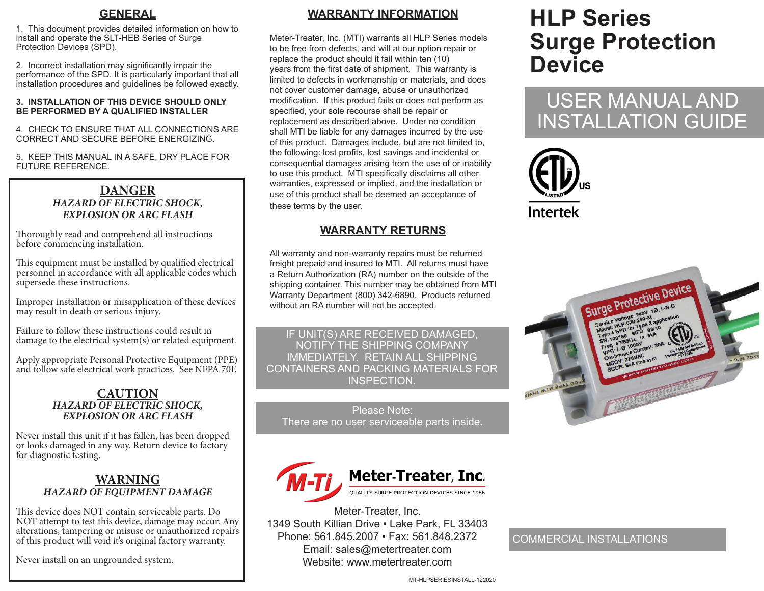## GENERAL

1. This document provides detailed information on how to install and operate the SLT-HEB Series of Surge Protection Devices (SPD).

2. Incorrect installation may significantly impair the performance of the SPD. It is particularly important that all installation procedures and guidelines be followed exactly.

**3. INSTALLATION OF THIS DEVICE SHOULD ONLY BE PERFORMED BY A QUALIFIED INSTALLER**

4. CHECK TO ENSURE THAT ALL CONNECTIONS ARE CORRECT AND SECURE BEFORE ENERGIZING.

5. KEEP THIS MANUAL IN A SAFE, DRY PLACE FOR FUTURE REFERENCE.

### DANGER

***HAZARD OF ELECTRIC SHOCK, EXPLOSION OR ARC FLASH***

Thoroughly read and comprehend all instructions before commencing installation.

This equipment must be installed by qualified electrical personnel in accordance with all applicable codes which supersede these instructions.

Improper installation or misapplication of these devices may result in death or serious injury.

Failure to follow these instructions could result in damage to the electrical system(s) or related equipment.

Apply appropriate Personal Protective Equipment (PPE) and follow safe electrical work practices. See NFPA 70E

### CAUTION

***HAZARD OF ELECTRIC SHOCK, EXPLOSION OR ARC FLASH***

Never install this unit if it has fallen, has been dropped or looks damaged in any way. Return device to factory for diagnostic testing.

### WARNING

***HAZARD OF EQUIPMENT DAMAGE***

This device does NOT contain serviceable parts. Do NOT attempt to test this device, damage may occur. Any alterations, tampering or misuse or unauthorized repairs of this product will void it's original factory warranty.

Never install on an ungrounded system.

## WARRANTY INFORMATION

Meter-Treater, Inc. (MTI) warrants all HLP Series models to be free from defects, and will at our option repair or replace the product should it fail within ten (10) years from the first date of shipment. This warranty is limited to defects in workmanship or materials, and does not cover customer damage, abuse or unauthorized modification. If this product fails or does not perform as specified, your sole recourse shall be repair or replacement as described above. Under no condition shall MTI be liable for any damages incurred by the use of this product. Damages include, but are not limited to, the following: lost profits, lost savings and incidental or consequential damages arising from the use of or inability to use this product. MTI specifically disclaims all other warranties, expressed or implied, and the installation or use of this product shall be deemed an acceptance of these terms by the user.

## WARRANTY RETURNS

All warranty and non-warranty repairs must be returned freight prepaid and insured to MTI. All returns must have a Return Authorization (RA) number on the outside of the shipping container. This number may be obtained from MTI Warranty Department (800) 342-6890. Products returned without an RA number will not be accepted.

IF UNIT(S) ARE RECEIVED DAMAGED, NOTIFY THE SHIPPING COMPANY IMMEDIATELY. RETAIN ALL SHIPPING CONTAINERS AND PACKING MATERIALS FOR INSPECTION.

Please Note:
There are no user serviceable parts inside.

**Meter-Treater, Inc.**
QUALITY SURGE PROTECTION DEVICES SINCE 1986

Meter-Treater, Inc.
1349 South Killian Drive • Lake Park, FL 33403
Phone: 561.845.2007 • Fax: 561.848.2372
Email: sales@metertreater.com
Website: www.metertreater.com

MT-HLPSERIESINSTALL-122020

# HLP Series Surge Protection Device

## USER MANUAL AND INSTALLATION GUIDE

Intertek

COMMERCIAL INSTALLATIONS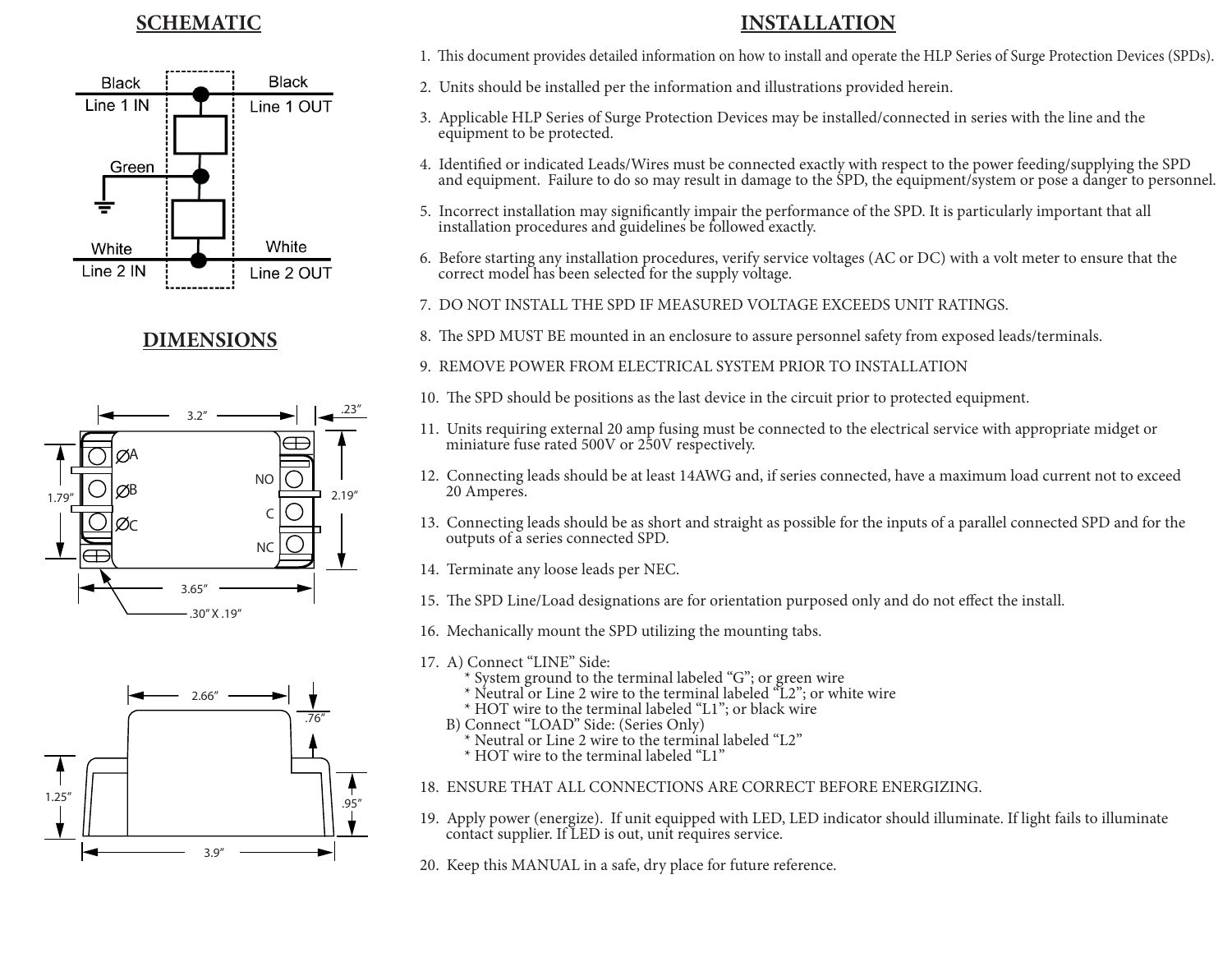## SCHEMATIC

Black
Line 1 IN
Black
Line 1 OUT
Green
White
Line 2 IN
White
Line 2 OUT

## DIMENSIONS

3.2″
.23″
ØA
ØB
ØC
NO
C
NC
1.79″
2.19″
3.65″
.30″ X .19″

2.66″
.76″
1.25″
.95″
3.9″

## INSTALLATION

1. This document provides detailed information on how to install and operate the HLP Series of Surge Protection Devices (SPDs).

2. Units should be installed per the information and illustrations provided herein.

3. Applicable HLP Series of Surge Protection Devices may be installed/connected in series with the line and the equipment to be protected.

4. Identified or indicated Leads/Wires must be connected exactly with respect to the power feeding/supplying the SPD and equipment. Failure to do so may result in damage to the SPD, the equipment/system or pose a danger to personnel.

5. Incorrect installation may significantly impair the performance of the SPD. It is particularly important that all installation procedures and guidelines be followed exactly.

6. Before starting any installation procedures, verify service voltages (AC or DC) with a volt meter to ensure that the correct model has been selected for the supply voltage.

7. DO NOT INSTALL THE SPD IF MEASURED VOLTAGE EXCEEDS UNIT RATINGS.

8. The SPD MUST BE mounted in an enclosure to assure personnel safety from exposed leads/terminals.

9. REMOVE POWER FROM ELECTRICAL SYSTEM PRIOR TO INSTALLATION

10. The SPD should be positions as the last device in the circuit prior to protected equipment.

11. Units requiring external 20 amp fusing must be connected to the electrical service with appropriate midget or miniature fuse rated 500V or 250V respectively.

12. Connecting leads should be at least 14AWG and, if series connected, have a maximum load current not to exceed 20 Amperes.

13. Connecting leads should be as short and straight as possible for the inputs of a parallel connected SPD and for the outputs of a series connected SPD.

14. Terminate any loose leads per NEC.

15. The SPD Line/Load designations are for orientation purposed only and do not effect the install.

16. Mechanically mount the SPD utilizing the mounting tabs.

17. A) Connect "LINE" Side:
    * System ground to the terminal labeled "G"; or green wire
    * Neutral or Line 2 wire to the terminal labeled "L2"; or white wire
    * HOT wire to the terminal labeled "L1"; or black wire

    B) Connect "LOAD" Side: (Series Only)
    * Neutral or Line 2 wire to the terminal labeled "L2"
    * HOT wire to the terminal labeled "L1"

18. ENSURE THAT ALL CONNECTIONS ARE CORRECT BEFORE ENERGIZING.

19. Apply power (energize). If unit equipped with LED, LED indicator should illuminate. If light fails to illuminate contact supplier. If LED is out, unit requires service.

20. Keep this MANUAL in a safe, dry place for future reference.